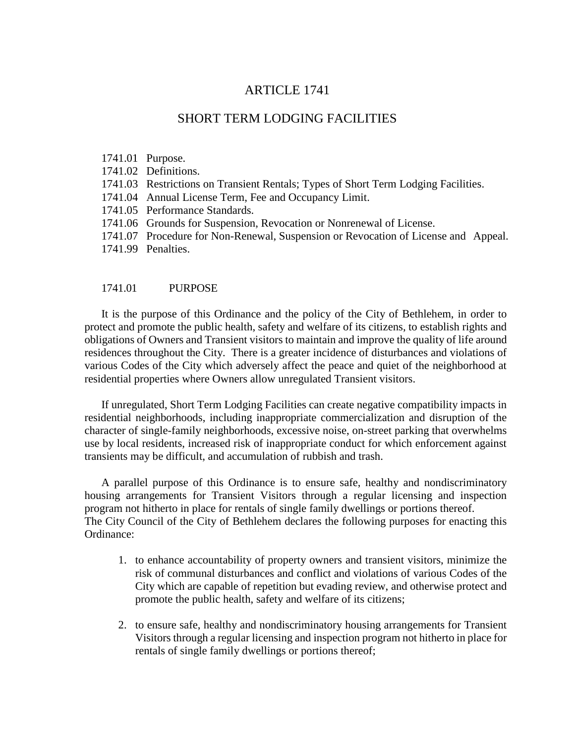# ARTICLE 1741

## SHORT TERM LODGING FACILITIES

1741.01 Purpose.
1741.02 Definitions.
1741.03 Restrictions on Transient Rentals; Types of Short Term Lodging Facilities.
1741.04 Annual License Term, Fee and Occupancy Limit.
1741.05 Performance Standards.
1741.06 Grounds for Suspension, Revocation or Nonrenewal of License.
1741.07 Procedure for Non-Renewal, Suspension or Revocation of License and Appeal.
1741.99 Penalties.

### 1741.01 PURPOSE

It is the purpose of this Ordinance and the policy of the City of Bethlehem, in order to protect and promote the public health, safety and welfare of its citizens, to establish rights and obligations of Owners and Transient visitors to maintain and improve the quality of life around residences throughout the City. There is a greater incidence of disturbances and violations of various Codes of the City which adversely affect the peace and quiet of the neighborhood at residential properties where Owners allow unregulated Transient visitors.

If unregulated, Short Term Lodging Facilities can create negative compatibility impacts in residential neighborhoods, including inappropriate commercialization and disruption of the character of single-family neighborhoods, excessive noise, on-street parking that overwhelms use by local residents, increased risk of inappropriate conduct for which enforcement against transients may be difficult, and accumulation of rubbish and trash.

A parallel purpose of this Ordinance is to ensure safe, healthy and nondiscriminatory housing arrangements for Transient Visitors through a regular licensing and inspection program not hitherto in place for rentals of single family dwellings or portions thereof.
The City Council of the City of Bethlehem declares the following purposes for enacting this Ordinance:

1. to enhance accountability of property owners and transient visitors, minimize the risk of communal disturbances and conflict and violations of various Codes of the City which are capable of repetition but evading review, and otherwise protect and promote the public health, safety and welfare of its citizens;

2. to ensure safe, healthy and nondiscriminatory housing arrangements for Transient Visitors through a regular licensing and inspection program not hitherto in place for rentals of single family dwellings or portions thereof;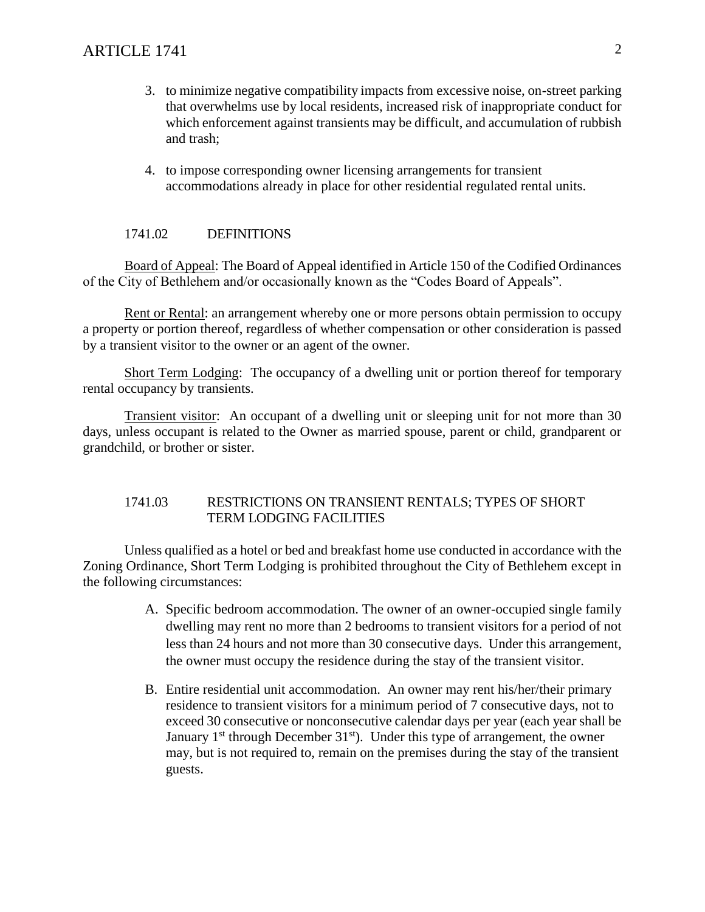3. to minimize negative compatibility impacts from excessive noise, on-street parking that overwhelms use by local residents, increased risk of inappropriate conduct for which enforcement against transients may be difficult, and accumulation of rubbish and trash;

4. to impose corresponding owner licensing arrangements for transient accommodations already in place for other residential regulated rental units.

## 1741.02 DEFINITIONS

Board of Appeal: The Board of Appeal identified in Article 150 of the Codified Ordinances of the City of Bethlehem and/or occasionally known as the "Codes Board of Appeals".

Rent or Rental: an arrangement whereby one or more persons obtain permission to occupy a property or portion thereof, regardless of whether compensation or other consideration is passed by a transient visitor to the owner or an agent of the owner.

Short Term Lodging: The occupancy of a dwelling unit or portion thereof for temporary rental occupancy by transients.

Transient visitor: An occupant of a dwelling unit or sleeping unit for not more than 30 days, unless occupant is related to the Owner as married spouse, parent or child, grandparent or grandchild, or brother or sister.

## 1741.03 RESTRICTIONS ON TRANSIENT RENTALS; TYPES OF SHORT TERM LODGING FACILITIES

Unless qualified as a hotel or bed and breakfast home use conducted in accordance with the Zoning Ordinance, Short Term Lodging is prohibited throughout the City of Bethlehem except in the following circumstances:

A. Specific bedroom accommodation. The owner of an owner-occupied single family dwelling may rent no more than 2 bedrooms to transient visitors for a period of not less than 24 hours and not more than 30 consecutive days. Under this arrangement, the owner must occupy the residence during the stay of the transient visitor.

B. Entire residential unit accommodation. An owner may rent his/her/their primary residence to transient visitors for a minimum period of 7 consecutive days, not to exceed 30 consecutive or nonconsecutive calendar days per year (each year shall be January 1st through December 31st). Under this type of arrangement, the owner may, but is not required to, remain on the premises during the stay of the transient guests.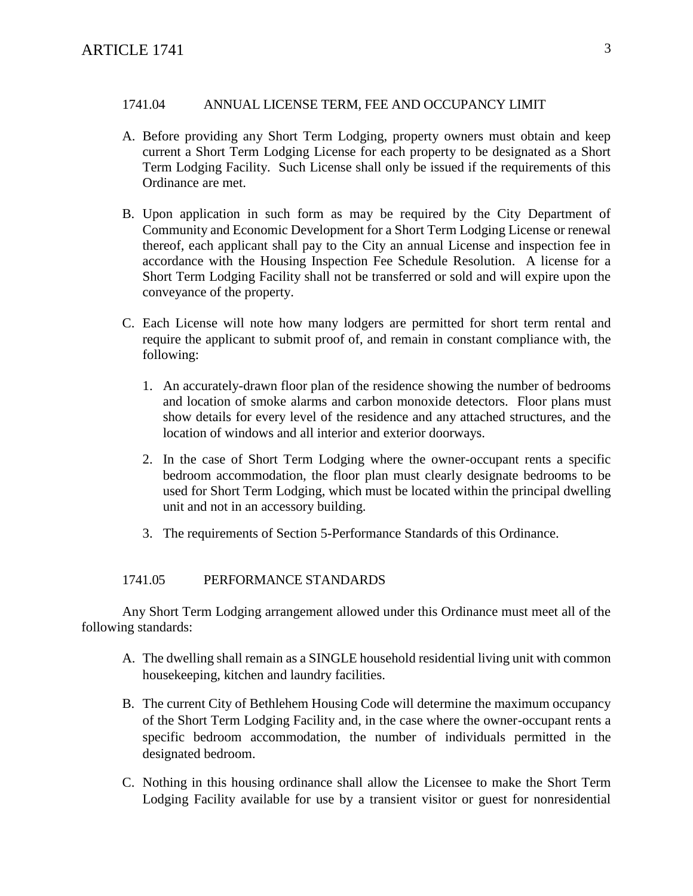### 1741.04 ANNUAL LICENSE TERM, FEE AND OCCUPANCY LIMIT

A. Before providing any Short Term Lodging, property owners must obtain and keep current a Short Term Lodging License for each property to be designated as a Short Term Lodging Facility. Such License shall only be issued if the requirements of this Ordinance are met.

B. Upon application in such form as may be required by the City Department of Community and Economic Development for a Short Term Lodging License or renewal thereof, each applicant shall pay to the City an annual License and inspection fee in accordance with the Housing Inspection Fee Schedule Resolution. A license for a Short Term Lodging Facility shall not be transferred or sold and will expire upon the conveyance of the property.

C. Each License will note how many lodgers are permitted for short term rental and require the applicant to submit proof of, and remain in constant compliance with, the following:

   1. An accurately-drawn floor plan of the residence showing the number of bedrooms and location of smoke alarms and carbon monoxide detectors. Floor plans must show details for every level of the residence and any attached structures, and the location of windows and all interior and exterior doorways.

   2. In the case of Short Term Lodging where the owner-occupant rents a specific bedroom accommodation, the floor plan must clearly designate bedrooms to be used for Short Term Lodging, which must be located within the principal dwelling unit and not in an accessory building.

   3. The requirements of Section 5-Performance Standards of this Ordinance.

### 1741.05 PERFORMANCE STANDARDS

Any Short Term Lodging arrangement allowed under this Ordinance must meet all of the following standards:

A. The dwelling shall remain as a SINGLE household residential living unit with common housekeeping, kitchen and laundry facilities.

B. The current City of Bethlehem Housing Code will determine the maximum occupancy of the Short Term Lodging Facility and, in the case where the owner-occupant rents a specific bedroom accommodation, the number of individuals permitted in the designated bedroom.

C. Nothing in this housing ordinance shall allow the Licensee to make the Short Term Lodging Facility available for use by a transient visitor or guest for nonresidential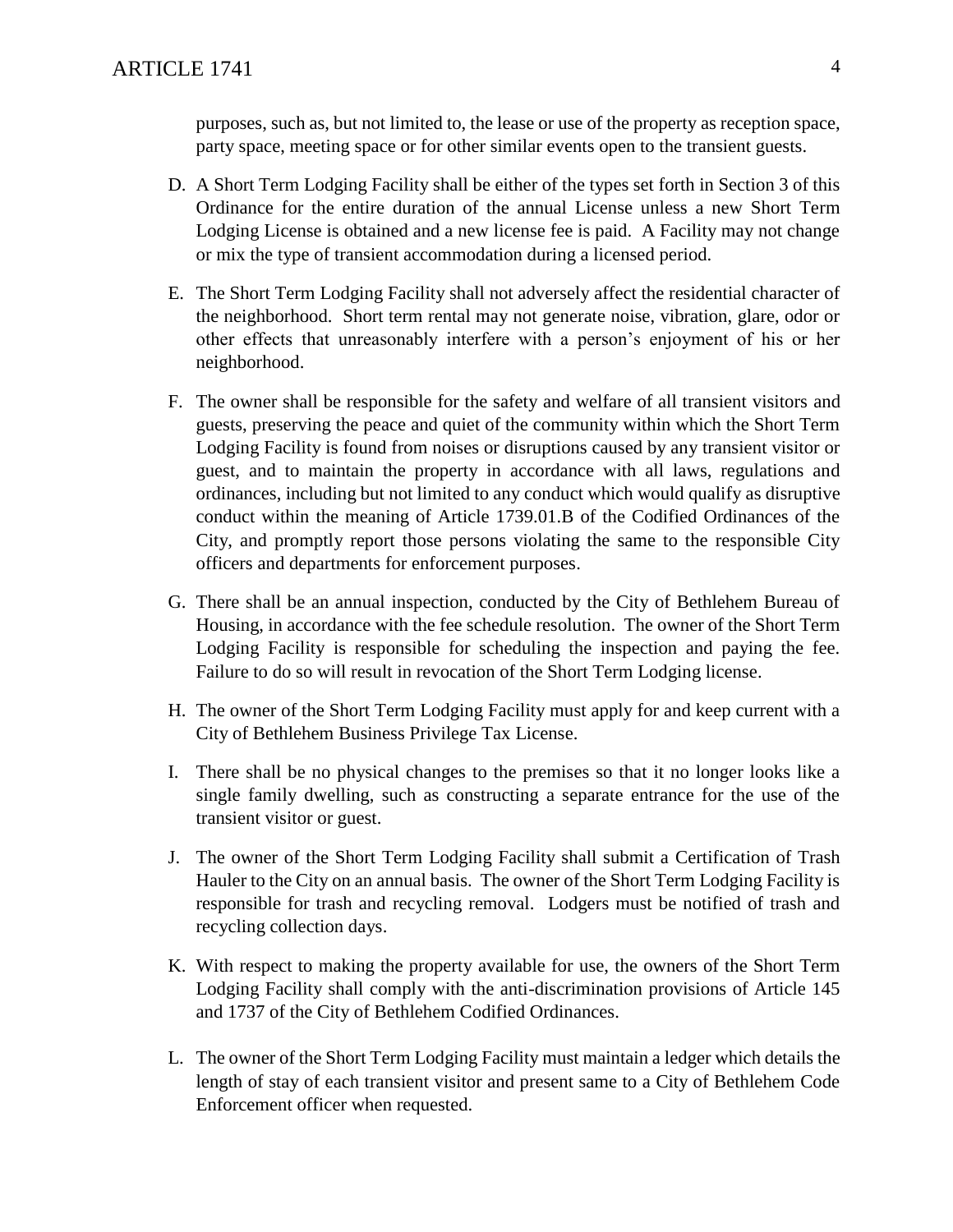purposes, such as, but not limited to, the lease or use of the property as reception space, party space, meeting space or for other similar events open to the transient guests.

D. A Short Term Lodging Facility shall be either of the types set forth in Section 3 of this Ordinance for the entire duration of the annual License unless a new Short Term Lodging License is obtained and a new license fee is paid. A Facility may not change or mix the type of transient accommodation during a licensed period.

E. The Short Term Lodging Facility shall not adversely affect the residential character of the neighborhood. Short term rental may not generate noise, vibration, glare, odor or other effects that unreasonably interfere with a person's enjoyment of his or her neighborhood.

F. The owner shall be responsible for the safety and welfare of all transient visitors and guests, preserving the peace and quiet of the community within which the Short Term Lodging Facility is found from noises or disruptions caused by any transient visitor or guest, and to maintain the property in accordance with all laws, regulations and ordinances, including but not limited to any conduct which would qualify as disruptive conduct within the meaning of Article 1739.01.B of the Codified Ordinances of the City, and promptly report those persons violating the same to the responsible City officers and departments for enforcement purposes.

G. There shall be an annual inspection, conducted by the City of Bethlehem Bureau of Housing, in accordance with the fee schedule resolution. The owner of the Short Term Lodging Facility is responsible for scheduling the inspection and paying the fee. Failure to do so will result in revocation of the Short Term Lodging license.

H. The owner of the Short Term Lodging Facility must apply for and keep current with a City of Bethlehem Business Privilege Tax License.

I. There shall be no physical changes to the premises so that it no longer looks like a single family dwelling, such as constructing a separate entrance for the use of the transient visitor or guest.

J. The owner of the Short Term Lodging Facility shall submit a Certification of Trash Hauler to the City on an annual basis. The owner of the Short Term Lodging Facility is responsible for trash and recycling removal. Lodgers must be notified of trash and recycling collection days.

K. With respect to making the property available for use, the owners of the Short Term Lodging Facility shall comply with the anti-discrimination provisions of Article 145 and 1737 of the City of Bethlehem Codified Ordinances.

L. The owner of the Short Term Lodging Facility must maintain a ledger which details the length of stay of each transient visitor and present same to a City of Bethlehem Code Enforcement officer when requested.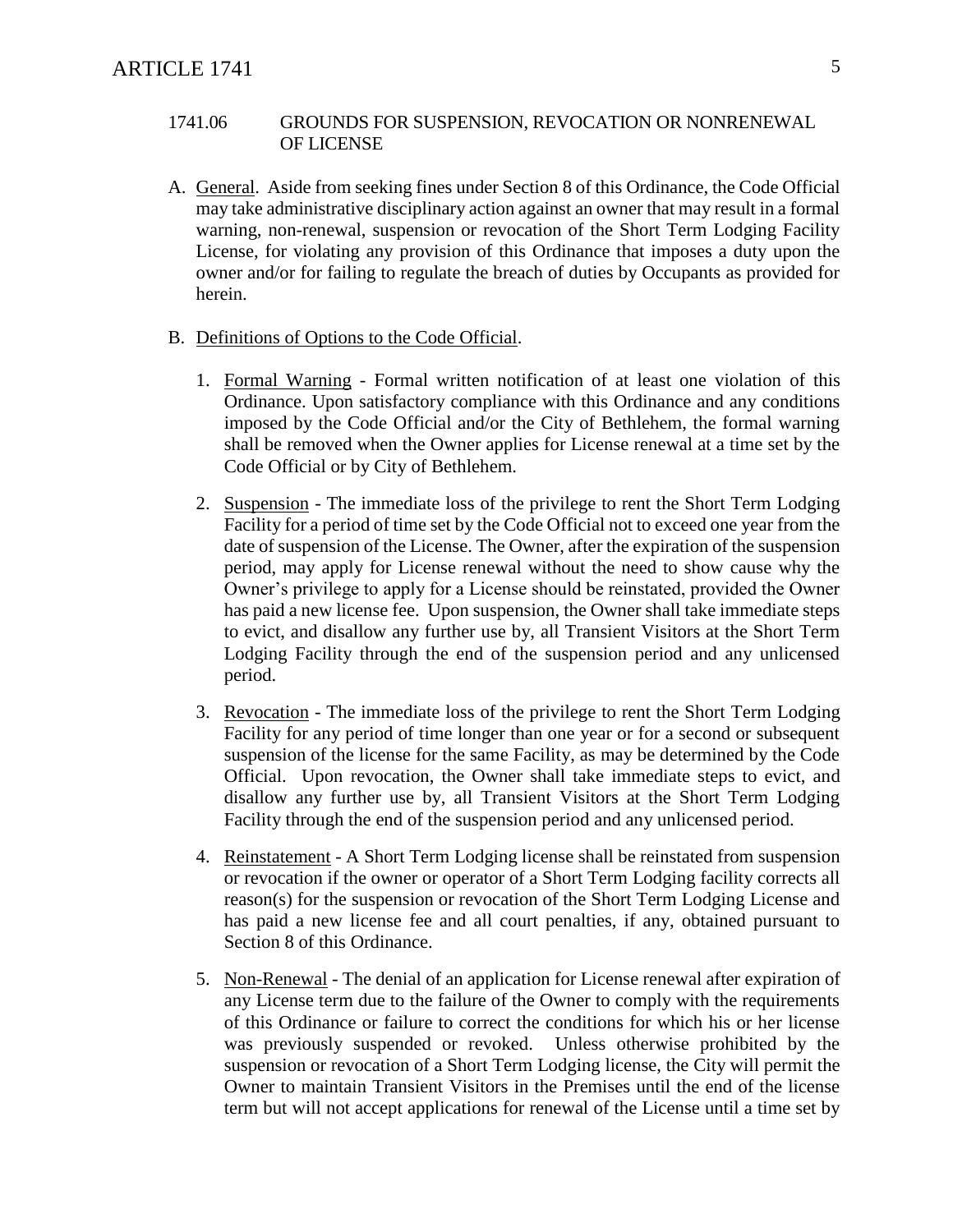## 1741.06 GROUNDS FOR SUSPENSION, REVOCATION OR NONRENEWAL OF LICENSE

A. General. Aside from seeking fines under Section 8 of this Ordinance, the Code Official may take administrative disciplinary action against an owner that may result in a formal warning, non-renewal, suspension or revocation of the Short Term Lodging Facility License, for violating any provision of this Ordinance that imposes a duty upon the owner and/or for failing to regulate the breach of duties by Occupants as provided for herein.

B. Definitions of Options to the Code Official.

1. Formal Warning - Formal written notification of at least one violation of this Ordinance. Upon satisfactory compliance with this Ordinance and any conditions imposed by the Code Official and/or the City of Bethlehem, the formal warning shall be removed when the Owner applies for License renewal at a time set by the Code Official or by City of Bethlehem.

2. Suspension - The immediate loss of the privilege to rent the Short Term Lodging Facility for a period of time set by the Code Official not to exceed one year from the date of suspension of the License. The Owner, after the expiration of the suspension period, may apply for License renewal without the need to show cause why the Owner's privilege to apply for a License should be reinstated, provided the Owner has paid a new license fee. Upon suspension, the Owner shall take immediate steps to evict, and disallow any further use by, all Transient Visitors at the Short Term Lodging Facility through the end of the suspension period and any unlicensed period.

3. Revocation - The immediate loss of the privilege to rent the Short Term Lodging Facility for any period of time longer than one year or for a second or subsequent suspension of the license for the same Facility, as may be determined by the Code Official. Upon revocation, the Owner shall take immediate steps to evict, and disallow any further use by, all Transient Visitors at the Short Term Lodging Facility through the end of the suspension period and any unlicensed period.

4. Reinstatement - A Short Term Lodging license shall be reinstated from suspension or revocation if the owner or operator of a Short Term Lodging facility corrects all reason(s) for the suspension or revocation of the Short Term Lodging License and has paid a new license fee and all court penalties, if any, obtained pursuant to Section 8 of this Ordinance.

5. Non-Renewal - The denial of an application for License renewal after expiration of any License term due to the failure of the Owner to comply with the requirements of this Ordinance or failure to correct the conditions for which his or her license was previously suspended or revoked. Unless otherwise prohibited by the suspension or revocation of a Short Term Lodging license, the City will permit the Owner to maintain Transient Visitors in the Premises until the end of the license term but will not accept applications for renewal of the License until a time set by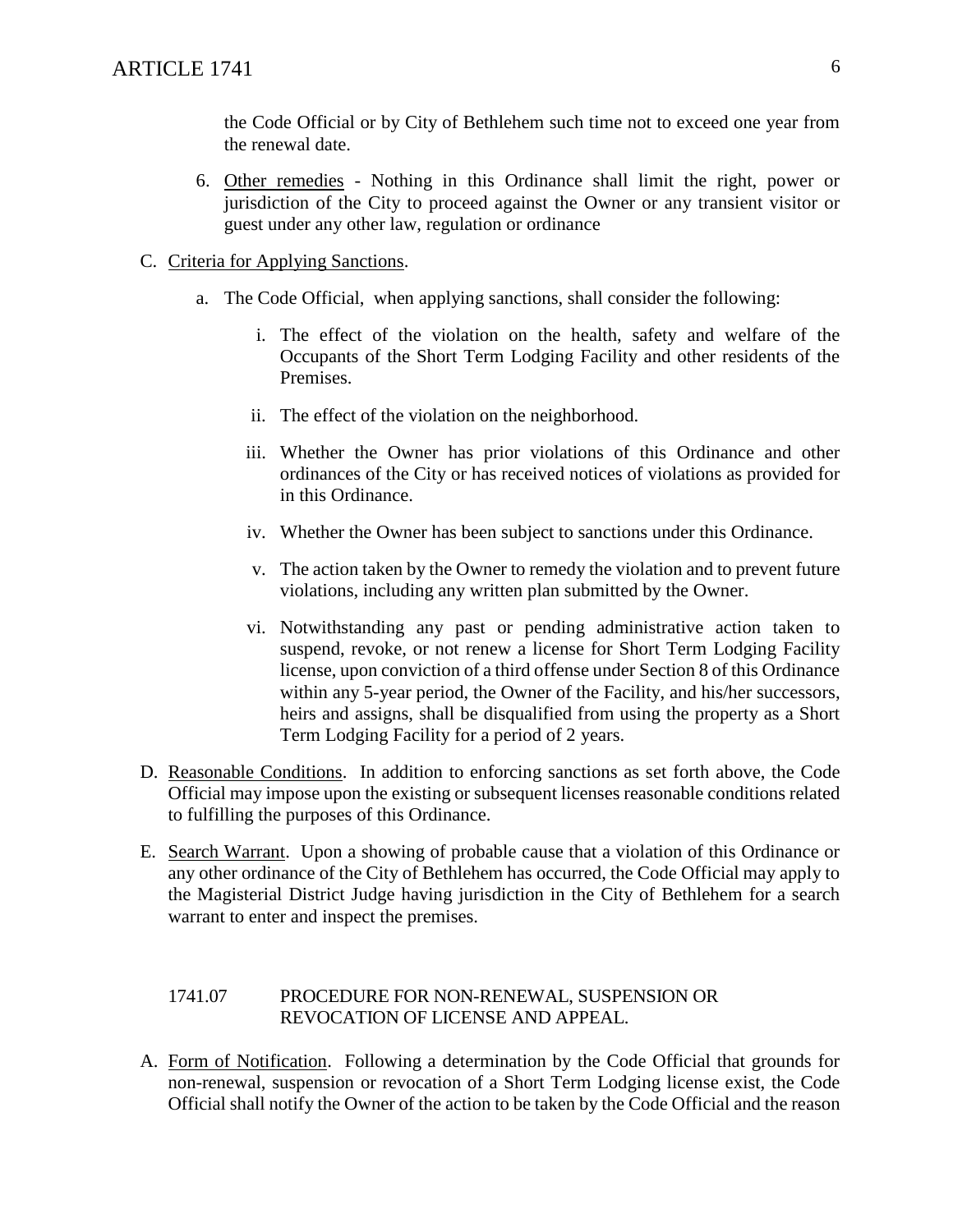the Code Official or by City of Bethlehem such time not to exceed one year from the renewal date.

6. Other remedies - Nothing in this Ordinance shall limit the right, power or jurisdiction of the City to proceed against the Owner or any transient visitor or guest under any other law, regulation or ordinance

C. Criteria for Applying Sanctions.

   a. The Code Official, when applying sanctions, shall consider the following:

      i. The effect of the violation on the health, safety and welfare of the Occupants of the Short Term Lodging Facility and other residents of the Premises.

      ii. The effect of the violation on the neighborhood.

      iii. Whether the Owner has prior violations of this Ordinance and other ordinances of the City or has received notices of violations as provided for in this Ordinance.

      iv. Whether the Owner has been subject to sanctions under this Ordinance.

      v. The action taken by the Owner to remedy the violation and to prevent future violations, including any written plan submitted by the Owner.

      vi. Notwithstanding any past or pending administrative action taken to suspend, revoke, or not renew a license for Short Term Lodging Facility license, upon conviction of a third offense under Section 8 of this Ordinance within any 5-year period, the Owner of the Facility, and his/her successors, heirs and assigns, shall be disqualified from using the property as a Short Term Lodging Facility for a period of 2 years.

D. Reasonable Conditions. In addition to enforcing sanctions as set forth above, the Code Official may impose upon the existing or subsequent licenses reasonable conditions related to fulfilling the purposes of this Ordinance.

E. Search Warrant. Upon a showing of probable cause that a violation of this Ordinance or any other ordinance of the City of Bethlehem has occurred, the Code Official may apply to the Magisterial District Judge having jurisdiction in the City of Bethlehem for a search warrant to enter and inspect the premises.

## 1741.07 PROCEDURE FOR NON-RENEWAL, SUSPENSION OR REVOCATION OF LICENSE AND APPEAL.

A. Form of Notification. Following a determination by the Code Official that grounds for non-renewal, suspension or revocation of a Short Term Lodging license exist, the Code Official shall notify the Owner of the action to be taken by the Code Official and the reason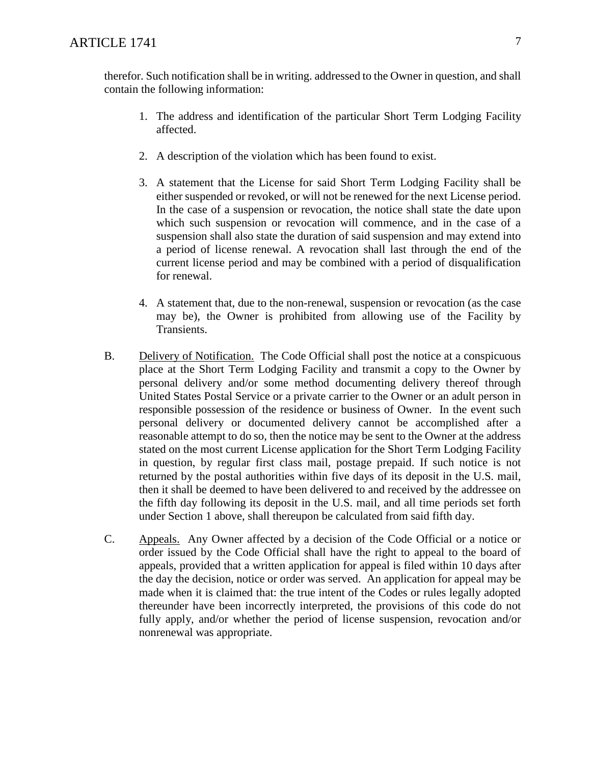therefor. Such notification shall be in writing. addressed to the Owner in question, and shall contain the following information:

1. The address and identification of the particular Short Term Lodging Facility affected.

2. A description of the violation which has been found to exist.

3. A statement that the License for said Short Term Lodging Facility shall be either suspended or revoked, or will not be renewed for the next License period. In the case of a suspension or revocation, the notice shall state the date upon which such suspension or revocation will commence, and in the case of a suspension shall also state the duration of said suspension and may extend into a period of license renewal. A revocation shall last through the end of the current license period and may be combined with a period of disqualification for renewal.

4. A statement that, due to the non-renewal, suspension or revocation (as the case may be), the Owner is prohibited from allowing use of the Facility by Transients.

B. Delivery of Notification. The Code Official shall post the notice at a conspicuous place at the Short Term Lodging Facility and transmit a copy to the Owner by personal delivery and/or some method documenting delivery thereof through United States Postal Service or a private carrier to the Owner or an adult person in responsible possession of the residence or business of Owner. In the event such personal delivery or documented delivery cannot be accomplished after a reasonable attempt to do so, then the notice may be sent to the Owner at the address stated on the most current License application for the Short Term Lodging Facility in question, by regular first class mail, postage prepaid. If such notice is not returned by the postal authorities within five days of its deposit in the U.S. mail, then it shall be deemed to have been delivered to and received by the addressee on the fifth day following its deposit in the U.S. mail, and all time periods set forth under Section 1 above, shall thereupon be calculated from said fifth day.

C. Appeals. Any Owner affected by a decision of the Code Official or a notice or order issued by the Code Official shall have the right to appeal to the board of appeals, provided that a written application for appeal is filed within 10 days after the day the decision, notice or order was served. An application for appeal may be made when it is claimed that: the true intent of the Codes or rules legally adopted thereunder have been incorrectly interpreted, the provisions of this code do not fully apply, and/or whether the period of license suspension, revocation and/or nonrenewal was appropriate.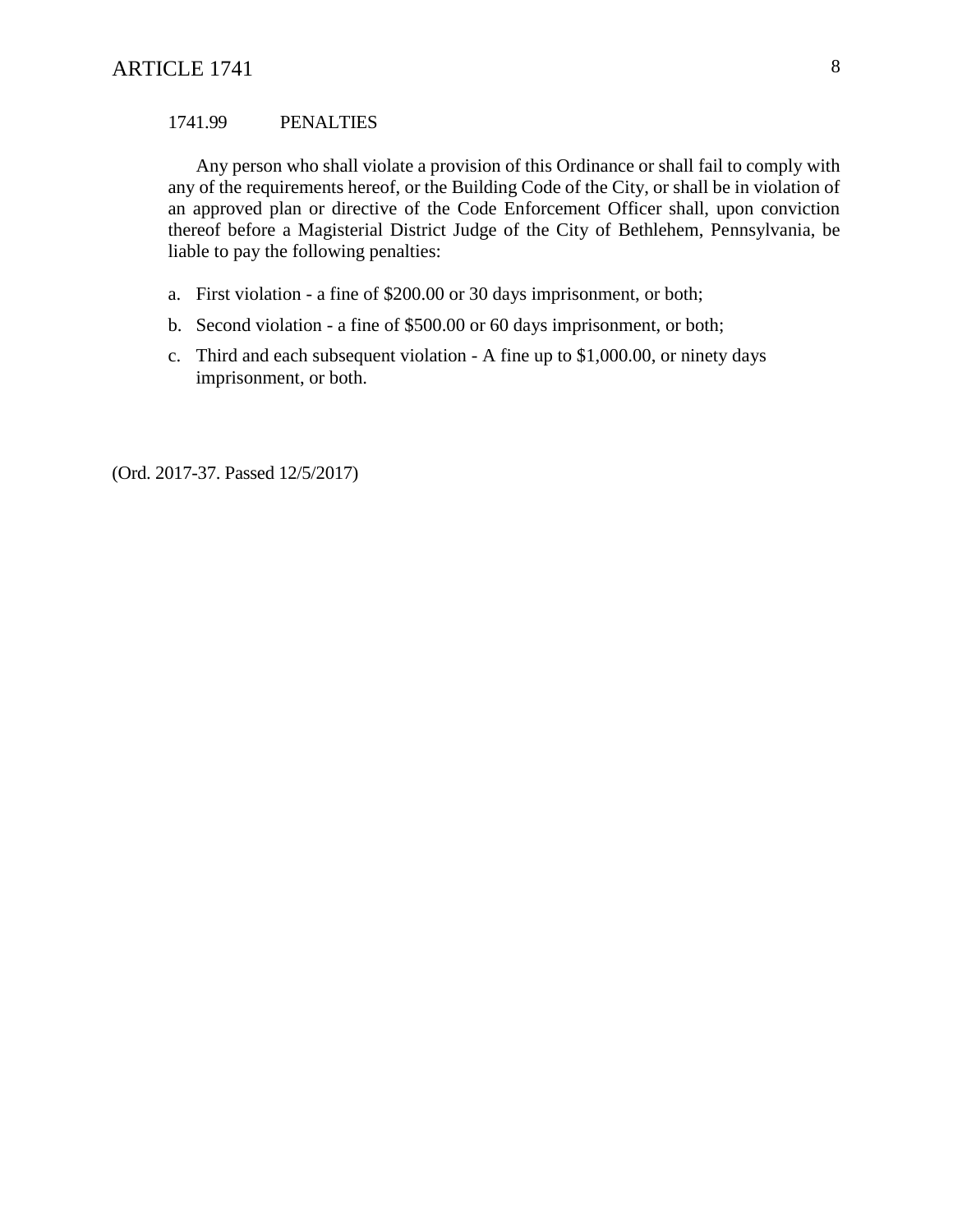### 1741.99 PENALTIES

Any person who shall violate a provision of this Ordinance or shall fail to comply with any of the requirements hereof, or the Building Code of the City, or shall be in violation of an approved plan or directive of the Code Enforcement Officer shall, upon conviction thereof before a Magisterial District Judge of the City of Bethlehem, Pennsylvania, be liable to pay the following penalties:

a. First violation - a fine of $200.00 or 30 days imprisonment, or both;

b. Second violation - a fine of $500.00 or 60 days imprisonment, or both;

c. Third and each subsequent violation - A fine up to $1,000.00, or ninety days imprisonment, or both.

(Ord. 2017-37. Passed 12/5/2017)